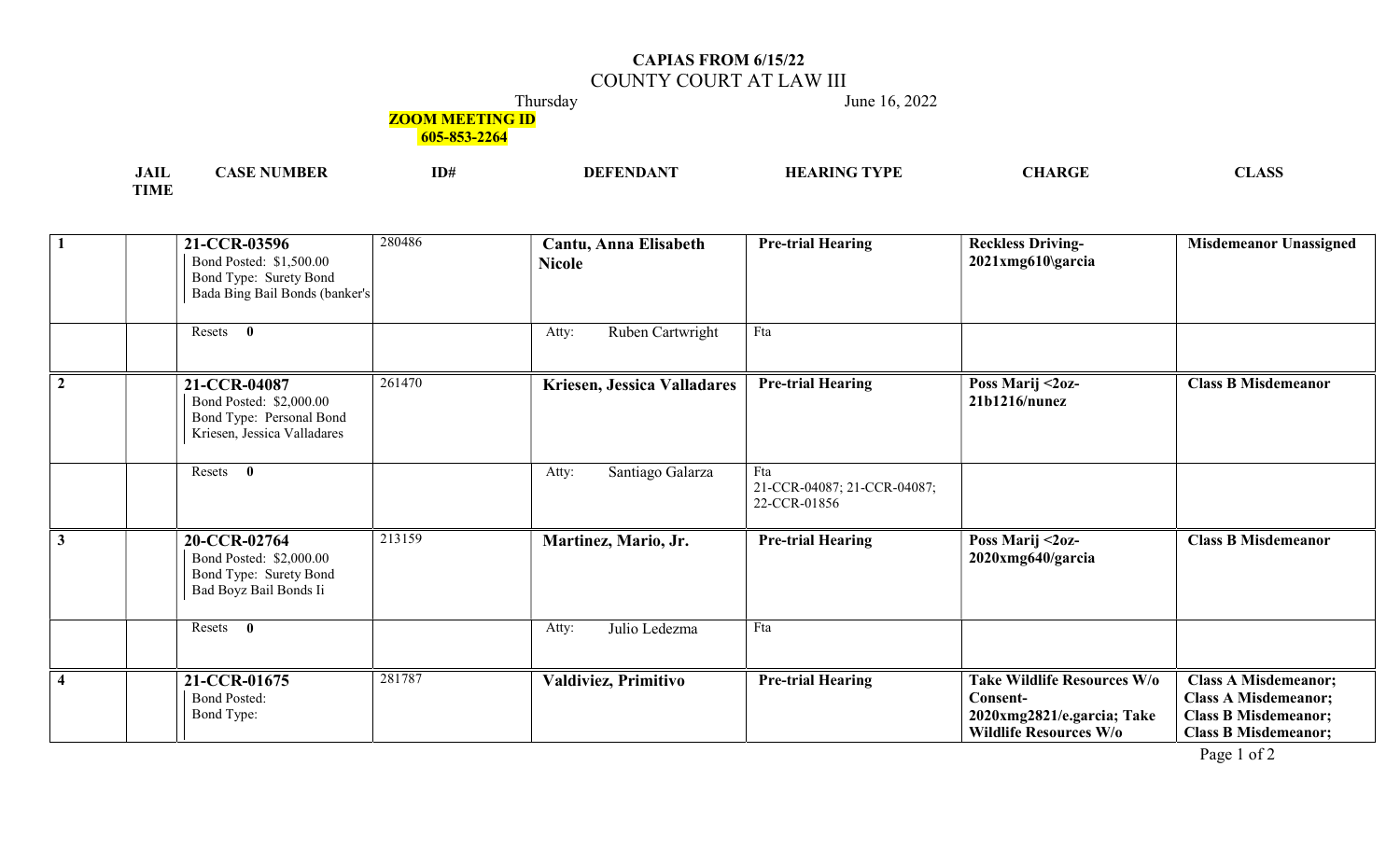**CAPIAS FROM 6/15/22**

COUNTY COURT AT LAW III

Thursday June 16, 2022

**ZOOM MEETING ID**
**605-853-2264**

| JAIL TIME | | CASE NUMBER | ID# | DEFENDANT | HEARING TYPE | CHARGE | CLASS |
|---|---|---|---|---|---|---|---|
| 1 | | **21-CCR-03596**<br>Bond Posted: $1,500.00<br>Bond Type: Surety Bond<br>Bada Bing Bail Bonds (banker's | 280486 | **Cantu, Anna Elisabeth Nicole** | **Pre-trial Hearing** | **Reckless Driving-2021xmg610\garcia** | **Misdemeanor Unassigned** |
| | | Resets **0** | | Atty: Ruben Cartwright | Fta | | |
| 2 | | **21-CCR-04087**<br>Bond Posted: $2,000.00<br>Bond Type: Personal Bond<br>Kriesen, Jessica Valladares | 261470 | **Kriesen, Jessica Valladares** | **Pre-trial Hearing** | **Poss Marij <2oz-21b1216/nunez** | **Class B Misdemeanor** |
| | | Resets **0** | | Atty: Santiago Galarza | Fta<br>21-CCR-04087; 21-CCR-04087; 22-CCR-01856 | | |
| 3 | | **20-CCR-02764**<br>Bond Posted: $2,000.00<br>Bond Type: Surety Bond<br>Bad Boyz Bail Bonds Ii | 213159 | **Martinez, Mario, Jr.** | **Pre-trial Hearing** | **Poss Marij <2oz-2020xmg640/garcia** | **Class B Misdemeanor** |
| | | Resets **0** | | Atty: Julio Ledezma | Fta | | |
| 4 | | **21-CCR-01675**<br>Bond Posted:<br>Bond Type: | 281787 | **Valdiviez, Primitivo** | **Pre-trial Hearing** | **Take Wildlife Resources W/o Consent-2020xmg2821/e.garcia; Take Wildlife Resources W/o** | **Class A Misdemeanor; Class A Misdemeanor; Class B Misdemeanor; Class B Misdemeanor;** |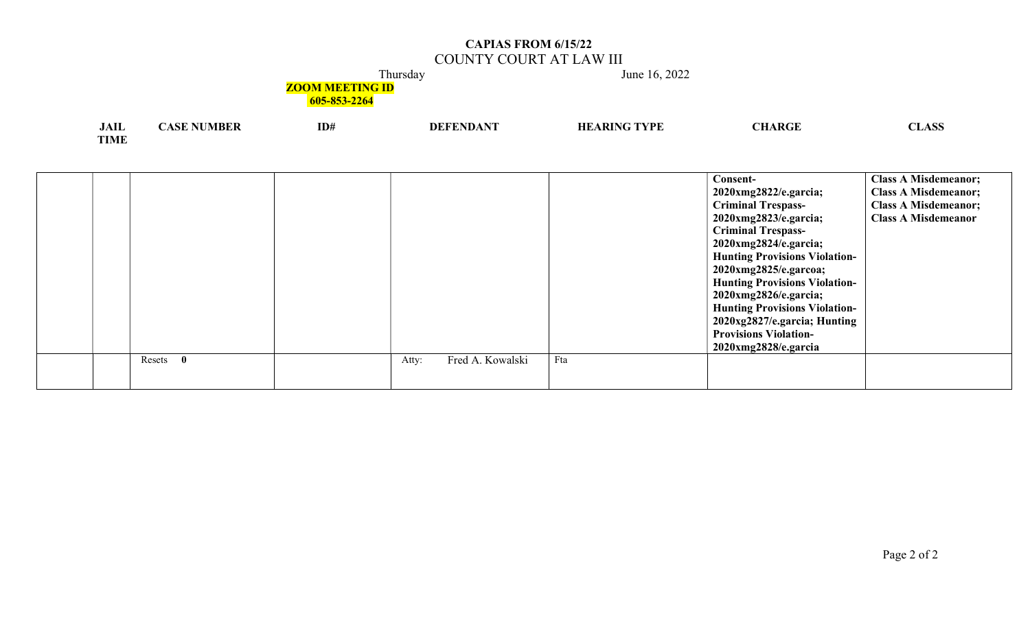**CAPIAS FROM 6/15/22**

COUNTY COURT AT LAW III

Thursday June 16, 2022

**ZOOM MEETING ID**
**605-853-2264**

| | JAIL TIME | CASE NUMBER | ID# | DEFENDANT | HEARING TYPE | CHARGE | CLASS |
|---|---|---|---|---|---|---|---|
| | | | | | | **Consent-2020xmg2822/e.garcia; Criminal Trespass-2020xmg2823/e.garcia; Criminal Trespass-2020xmg2824/e.garcia; Hunting Provisions Violation-2020xmg2825/e.garcoa; Hunting Provisions Violation-2020xmg2826/e.garcia; Hunting Provisions Violation-2020xg2827/e.garcia; Hunting Provisions Violation-2020xmg2828/e.garcia** | **Class A Misdemeanor; Class A Misdemeanor; Class A Misdemeanor; Class A Misdemeanor** |
| | | Resets **0** | | Atty: Fred A. Kowalski | Fta | | |